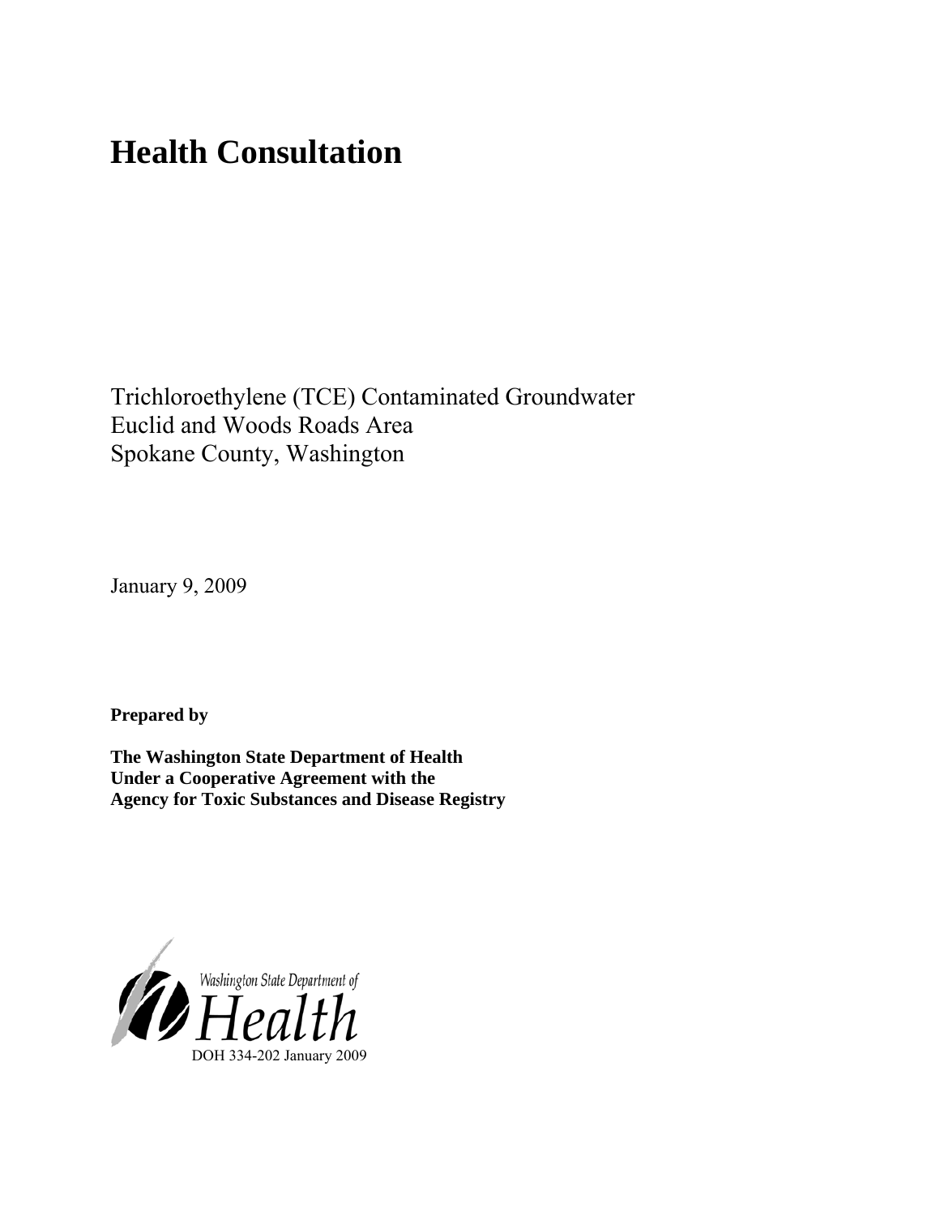# Health Consultation

Trichloroethylene (TCE) Contaminated Groundwater
Euclid and Woods Roads Area
Spokane County, Washington

January 9, 2009

**Prepared by**

**The Washington State Department of Health**
**Under a Cooperative Agreement with the**
**Agency for Toxic Substances and Disease Registry**

Washington State Department of Health

DOH 334-202 January 2009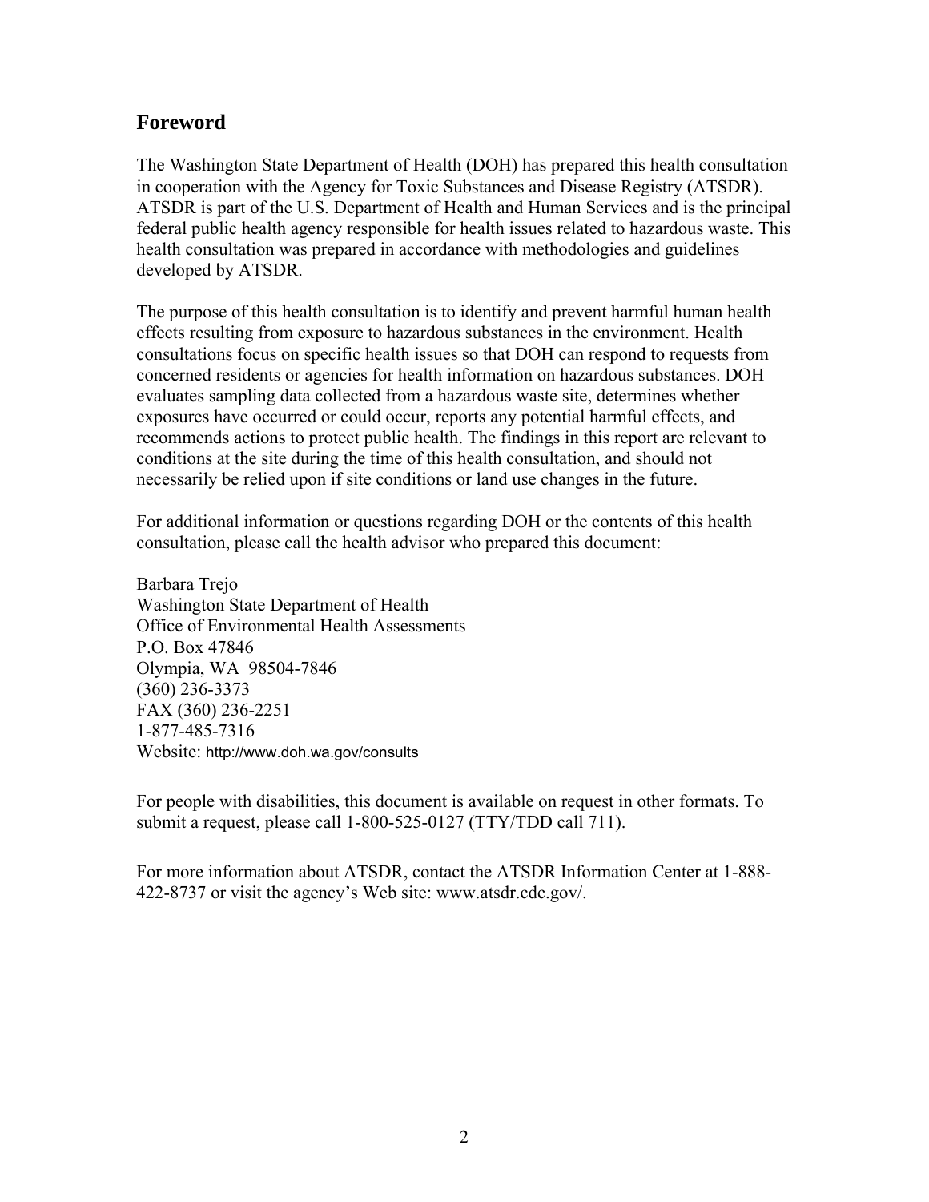## Foreword

The Washington State Department of Health (DOH) has prepared this health consultation in cooperation with the Agency for Toxic Substances and Disease Registry (ATSDR). ATSDR is part of the U.S. Department of Health and Human Services and is the principal federal public health agency responsible for health issues related to hazardous waste. This health consultation was prepared in accordance with methodologies and guidelines developed by ATSDR.

The purpose of this health consultation is to identify and prevent harmful human health effects resulting from exposure to hazardous substances in the environment. Health consultations focus on specific health issues so that DOH can respond to requests from concerned residents or agencies for health information on hazardous substances. DOH evaluates sampling data collected from a hazardous waste site, determines whether exposures have occurred or could occur, reports any potential harmful effects, and recommends actions to protect public health. The findings in this report are relevant to conditions at the site during the time of this health consultation, and should not necessarily be relied upon if site conditions or land use changes in the future.

For additional information or questions regarding DOH or the contents of this health consultation, please call the health advisor who prepared this document:

Barbara Trejo  
Washington State Department of Health  
Office of Environmental Health Assessments  
P.O. Box 47846  
Olympia, WA 98504-7846  
(360) 236-3373  
FAX (360) 236-2251  
1-877-485-7316  
Website: http://www.doh.wa.gov/consults

For people with disabilities, this document is available on request in other formats. To submit a request, please call 1-800-525-0127 (TTY/TDD call 711).

For more information about ATSDR, contact the ATSDR Information Center at 1-888-422-8737 or visit the agency's Web site: www.atsdr.cdc.gov/.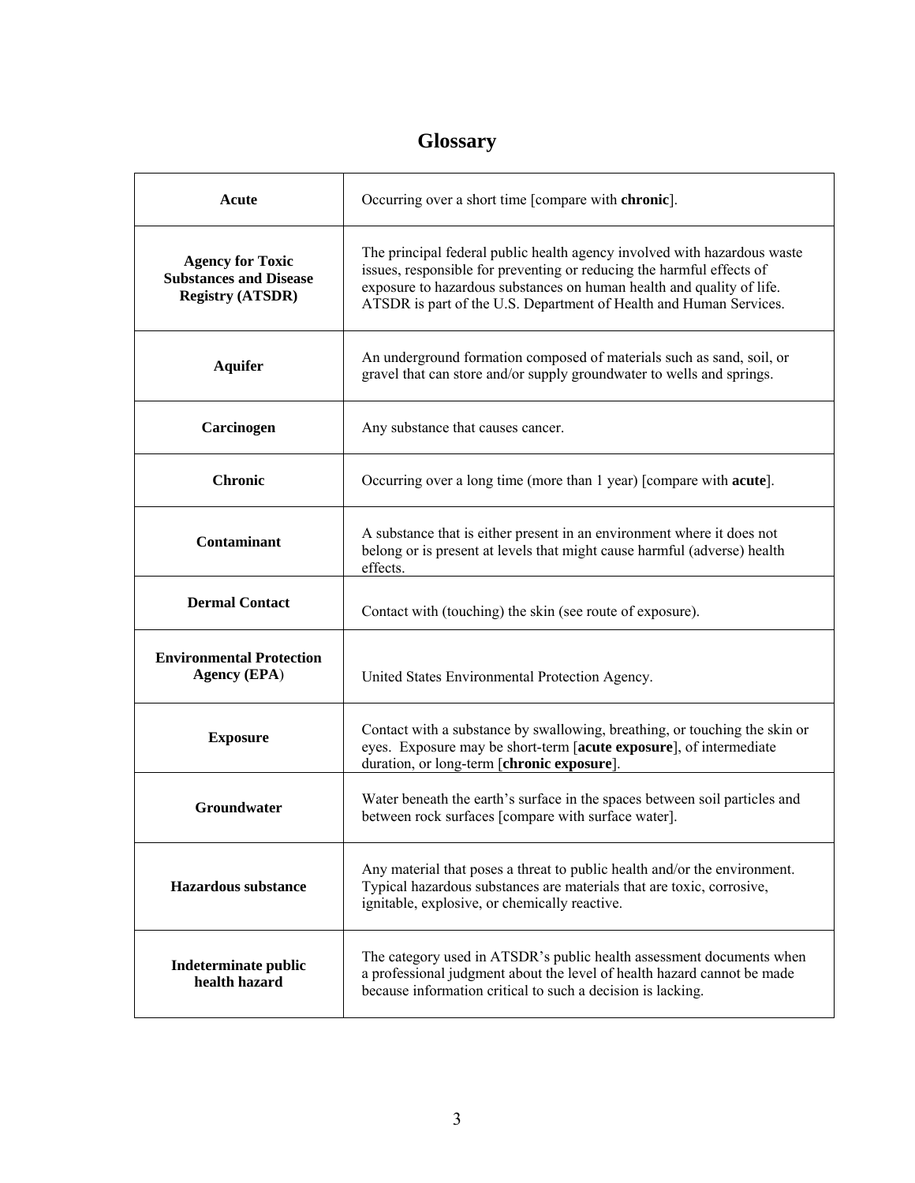# Glossary

| | |
|---|---|
| **Acute** | Occurring over a short time [compare with **chronic**]. |
| **Agency for Toxic Substances and Disease Registry (ATSDR)** | The principal federal public health agency involved with hazardous waste issues, responsible for preventing or reducing the harmful effects of exposure to hazardous substances on human health and quality of life. ATSDR is part of the U.S. Department of Health and Human Services. |
| **Aquifer** | An underground formation composed of materials such as sand, soil, or gravel that can store and/or supply groundwater to wells and springs. |
| **Carcinogen** | Any substance that causes cancer. |
| **Chronic** | Occurring over a long time (more than 1 year) [compare with **acute**]. |
| **Contaminant** | A substance that is either present in an environment where it does not belong or is present at levels that might cause harmful (adverse) health effects. |
| **Dermal Contact** | Contact with (touching) the skin (see route of exposure). |
| **Environmental Protection Agency (EPA)** | United States Environmental Protection Agency. |
| **Exposure** | Contact with a substance by swallowing, breathing, or touching the skin or eyes. Exposure may be short-term [**acute exposure**], of intermediate duration, or long-term [**chronic exposure**]. |
| **Groundwater** | Water beneath the earth's surface in the spaces between soil particles and between rock surfaces [compare with surface water]. |
| **Hazardous substance** | Any material that poses a threat to public health and/or the environment. Typical hazardous substances are materials that are toxic, corrosive, ignitable, explosive, or chemically reactive. |
| **Indeterminate public health hazard** | The category used in ATSDR's public health assessment documents when a professional judgment about the level of health hazard cannot be made because information critical to such a decision is lacking. |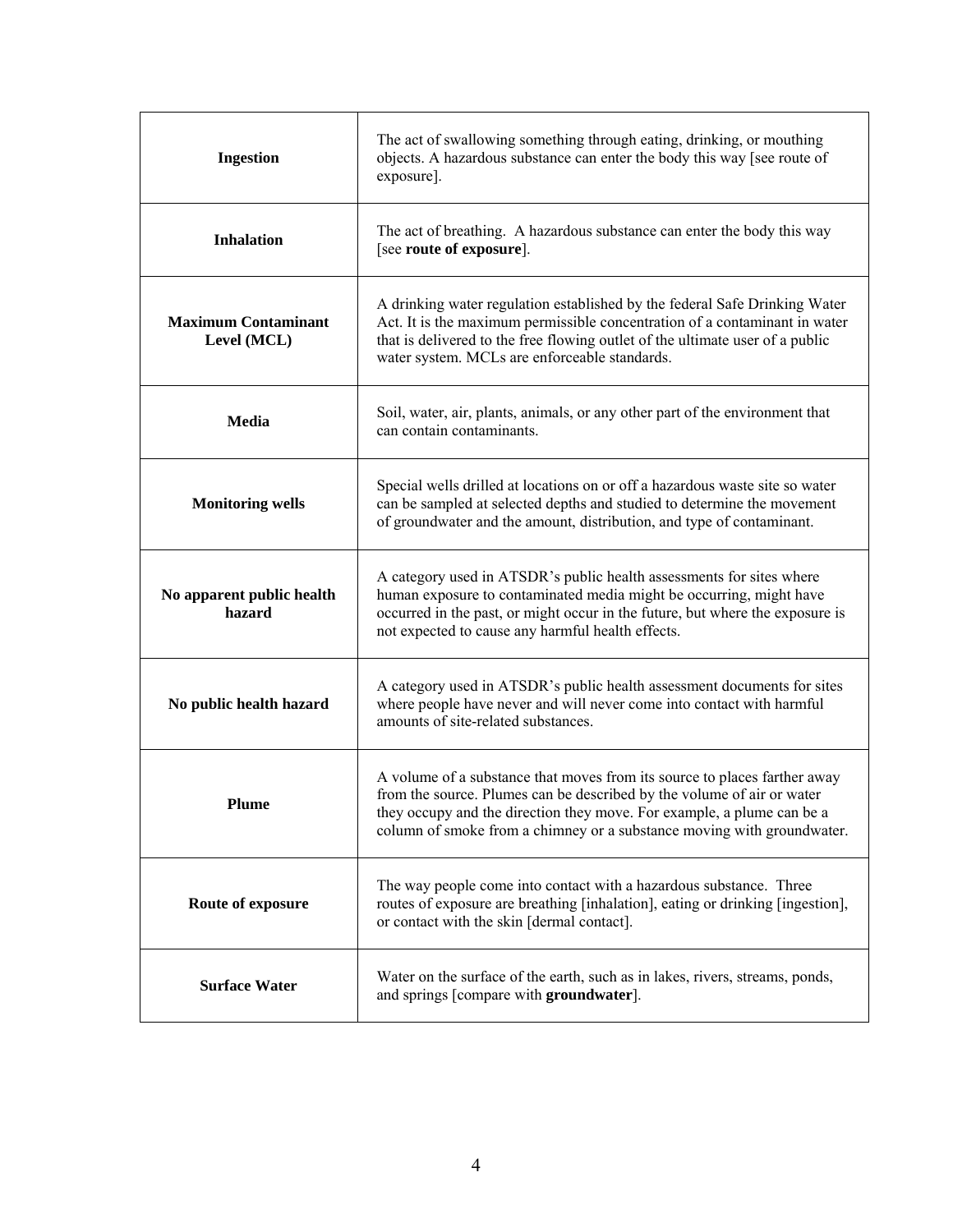| | |
|---|---|
| **Ingestion** | The act of swallowing something through eating, drinking, or mouthing objects. A hazardous substance can enter the body this way [see route of exposure]. |
| **Inhalation** | The act of breathing. A hazardous substance can enter the body this way [see **route of exposure**]. |
| **Maximum Contaminant Level (MCL)** | A drinking water regulation established by the federal Safe Drinking Water Act. It is the maximum permissible concentration of a contaminant in water that is delivered to the free flowing outlet of the ultimate user of a public water system. MCLs are enforceable standards. |
| **Media** | Soil, water, air, plants, animals, or any other part of the environment that can contain contaminants. |
| **Monitoring wells** | Special wells drilled at locations on or off a hazardous waste site so water can be sampled at selected depths and studied to determine the movement of groundwater and the amount, distribution, and type of contaminant. |
| **No apparent public health hazard** | A category used in ATSDR's public health assessments for sites where human exposure to contaminated media might be occurring, might have occurred in the past, or might occur in the future, but where the exposure is not expected to cause any harmful health effects. |
| **No public health hazard** | A category used in ATSDR's public health assessment documents for sites where people have never and will never come into contact with harmful amounts of site-related substances. |
| **Plume** | A volume of a substance that moves from its source to places farther away from the source. Plumes can be described by the volume of air or water they occupy and the direction they move. For example, a plume can be a column of smoke from a chimney or a substance moving with groundwater. |
| **Route of exposure** | The way people come into contact with a hazardous substance. Three routes of exposure are breathing [inhalation], eating or drinking [ingestion], or contact with the skin [dermal contact]. |
| **Surface Water** | Water on the surface of the earth, such as in lakes, rivers, streams, ponds, and springs [compare with **groundwater**]. |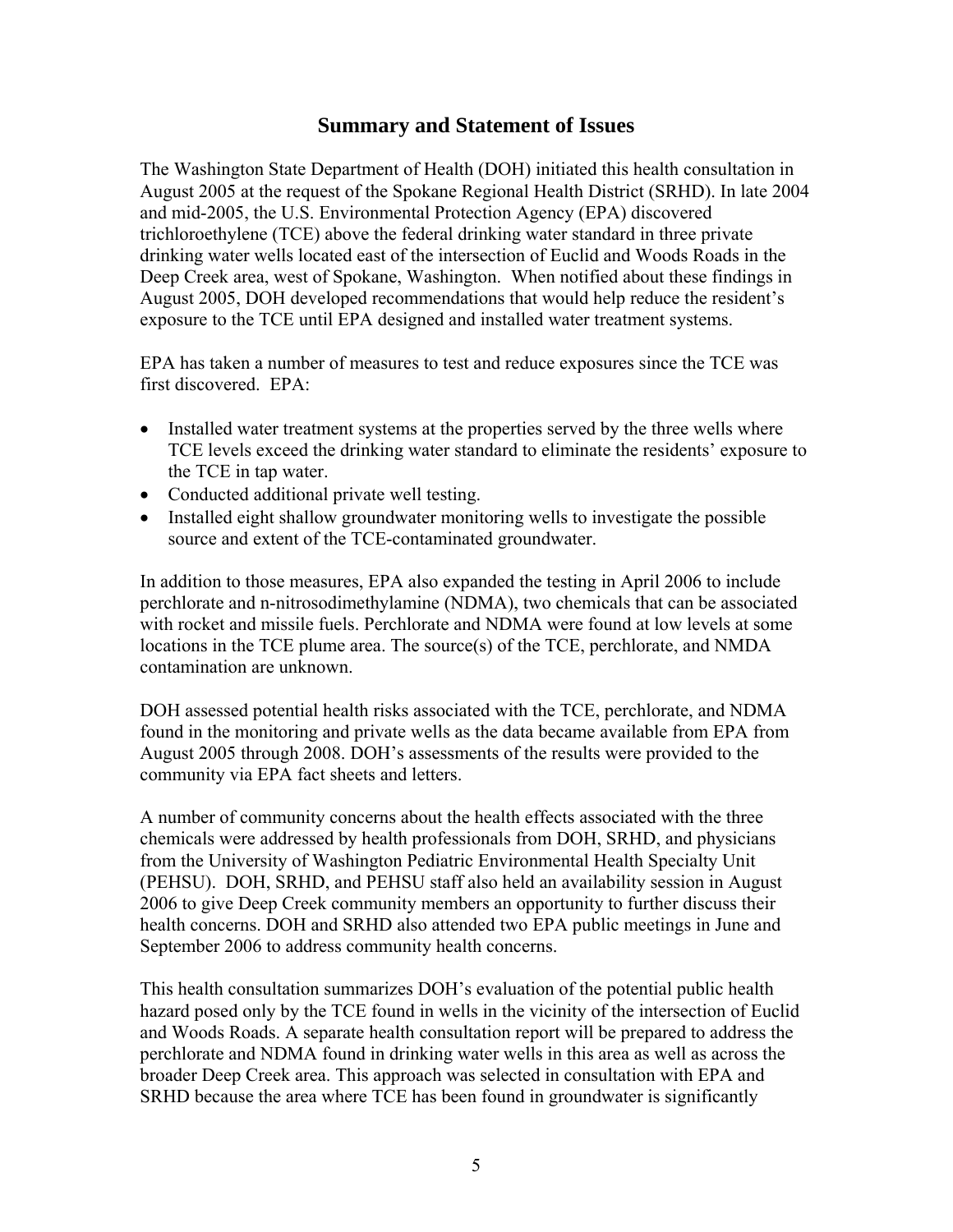## Summary and Statement of Issues

The Washington State Department of Health (DOH) initiated this health consultation in August 2005 at the request of the Spokane Regional Health District (SRHD). In late 2004 and mid-2005, the U.S. Environmental Protection Agency (EPA) discovered trichloroethylene (TCE) above the federal drinking water standard in three private drinking water wells located east of the intersection of Euclid and Woods Roads in the Deep Creek area, west of Spokane, Washington. When notified about these findings in August 2005, DOH developed recommendations that would help reduce the resident's exposure to the TCE until EPA designed and installed water treatment systems.

EPA has taken a number of measures to test and reduce exposures since the TCE was first discovered. EPA:

- Installed water treatment systems at the properties served by the three wells where TCE levels exceed the drinking water standard to eliminate the residents' exposure to the TCE in tap water.
- Conducted additional private well testing.
- Installed eight shallow groundwater monitoring wells to investigate the possible source and extent of the TCE-contaminated groundwater.

In addition to those measures, EPA also expanded the testing in April 2006 to include perchlorate and n-nitrosodimethylamine (NDMA), two chemicals that can be associated with rocket and missile fuels. Perchlorate and NDMA were found at low levels at some locations in the TCE plume area. The source(s) of the TCE, perchlorate, and NMDA contamination are unknown.

DOH assessed potential health risks associated with the TCE, perchlorate, and NDMA found in the monitoring and private wells as the data became available from EPA from August 2005 through 2008. DOH's assessments of the results were provided to the community via EPA fact sheets and letters.

A number of community concerns about the health effects associated with the three chemicals were addressed by health professionals from DOH, SRHD, and physicians from the University of Washington Pediatric Environmental Health Specialty Unit (PEHSU). DOH, SRHD, and PEHSU staff also held an availability session in August 2006 to give Deep Creek community members an opportunity to further discuss their health concerns. DOH and SRHD also attended two EPA public meetings in June and September 2006 to address community health concerns.

This health consultation summarizes DOH's evaluation of the potential public health hazard posed only by the TCE found in wells in the vicinity of the intersection of Euclid and Woods Roads. A separate health consultation report will be prepared to address the perchlorate and NDMA found in drinking water wells in this area as well as across the broader Deep Creek area. This approach was selected in consultation with EPA and SRHD because the area where TCE has been found in groundwater is significantly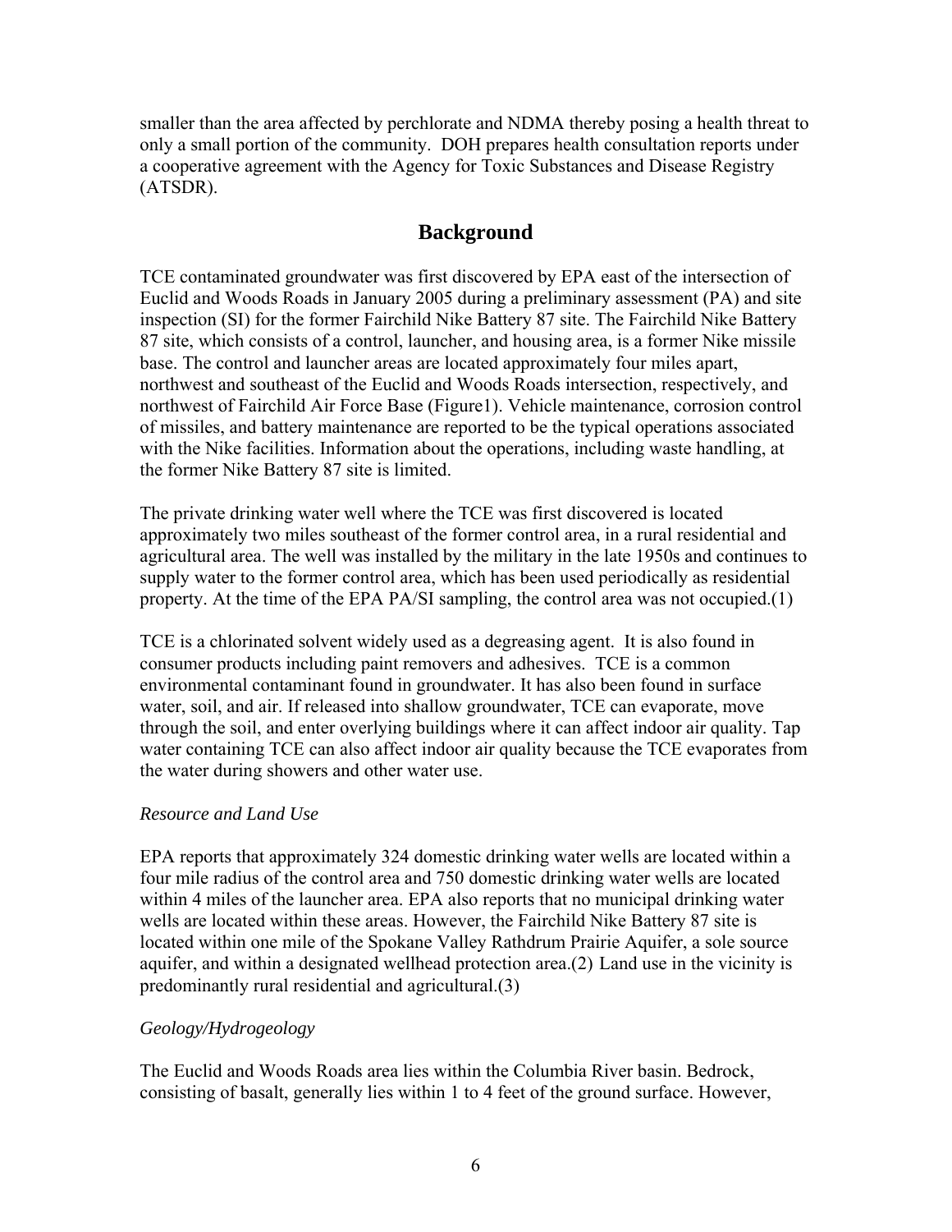smaller than the area affected by perchlorate and NDMA thereby posing a health threat to only a small portion of the community. DOH prepares health consultation reports under a cooperative agreement with the Agency for Toxic Substances and Disease Registry (ATSDR).

## Background

TCE contaminated groundwater was first discovered by EPA east of the intersection of Euclid and Woods Roads in January 2005 during a preliminary assessment (PA) and site inspection (SI) for the former Fairchild Nike Battery 87 site. The Fairchild Nike Battery 87 site, which consists of a control, launcher, and housing area, is a former Nike missile base. The control and launcher areas are located approximately four miles apart, northwest and southeast of the Euclid and Woods Roads intersection, respectively, and northwest of Fairchild Air Force Base (Figure1). Vehicle maintenance, corrosion control of missiles, and battery maintenance are reported to be the typical operations associated with the Nike facilities. Information about the operations, including waste handling, at the former Nike Battery 87 site is limited.

The private drinking water well where the TCE was first discovered is located approximately two miles southeast of the former control area, in a rural residential and agricultural area. The well was installed by the military in the late 1950s and continues to supply water to the former control area, which has been used periodically as residential property. At the time of the EPA PA/SI sampling, the control area was not occupied.(1)

TCE is a chlorinated solvent widely used as a degreasing agent. It is also found in consumer products including paint removers and adhesives. TCE is a common environmental contaminant found in groundwater. It has also been found in surface water, soil, and air. If released into shallow groundwater, TCE can evaporate, move through the soil, and enter overlying buildings where it can affect indoor air quality. Tap water containing TCE can also affect indoor air quality because the TCE evaporates from the water during showers and other water use.

*Resource and Land Use*

EPA reports that approximately 324 domestic drinking water wells are located within a four mile radius of the control area and 750 domestic drinking water wells are located within 4 miles of the launcher area. EPA also reports that no municipal drinking water wells are located within these areas. However, the Fairchild Nike Battery 87 site is located within one mile of the Spokane Valley Rathdrum Prairie Aquifer, a sole source aquifer, and within a designated wellhead protection area.(2) Land use in the vicinity is predominantly rural residential and agricultural.(3)

*Geology/Hydrogeology*

The Euclid and Woods Roads area lies within the Columbia River basin. Bedrock, consisting of basalt, generally lies within 1 to 4 feet of the ground surface. However,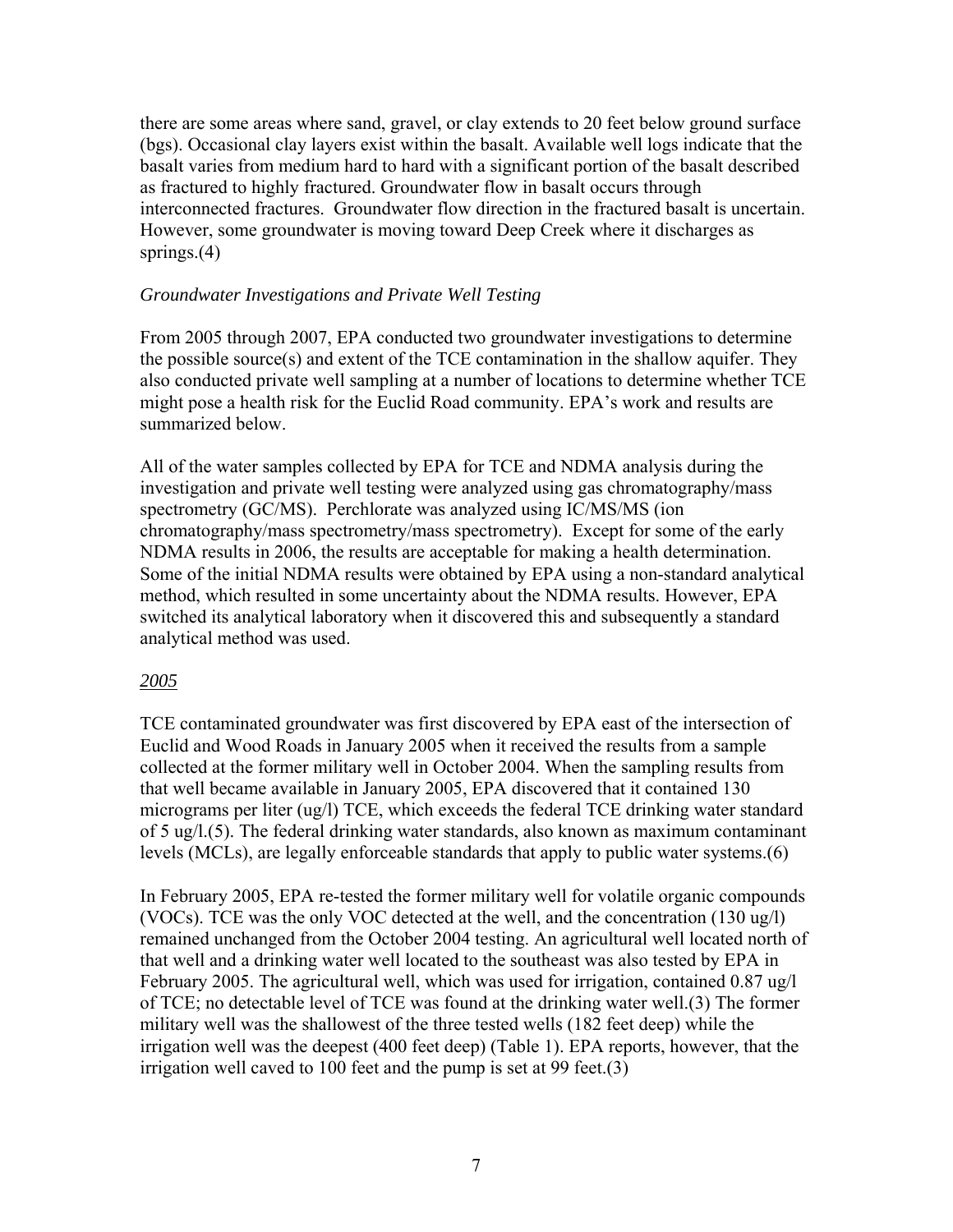there are some areas where sand, gravel, or clay extends to 20 feet below ground surface (bgs). Occasional clay layers exist within the basalt. Available well logs indicate that the basalt varies from medium hard to hard with a significant portion of the basalt described as fractured to highly fractured. Groundwater flow in basalt occurs through interconnected fractures. Groundwater flow direction in the fractured basalt is uncertain. However, some groundwater is moving toward Deep Creek where it discharges as springs.(4)

*Groundwater Investigations and Private Well Testing*

From 2005 through 2007, EPA conducted two groundwater investigations to determine the possible source(s) and extent of the TCE contamination in the shallow aquifer. They also conducted private well sampling at a number of locations to determine whether TCE might pose a health risk for the Euclid Road community. EPA's work and results are summarized below.

All of the water samples collected by EPA for TCE and NDMA analysis during the investigation and private well testing were analyzed using gas chromatography/mass spectrometry (GC/MS). Perchlorate was analyzed using IC/MS/MS (ion chromatography/mass spectrometry/mass spectrometry). Except for some of the early NDMA results in 2006, the results are acceptable for making a health determination. Some of the initial NDMA results were obtained by EPA using a non-standard analytical method, which resulted in some uncertainty about the NDMA results. However, EPA switched its analytical laboratory when it discovered this and subsequently a standard analytical method was used.

<u>2005</u>

TCE contaminated groundwater was first discovered by EPA east of the intersection of Euclid and Wood Roads in January 2005 when it received the results from a sample collected at the former military well in October 2004. When the sampling results from that well became available in January 2005, EPA discovered that it contained 130 micrograms per liter (ug/l) TCE, which exceeds the federal TCE drinking water standard of 5 ug/l.(5). The federal drinking water standards, also known as maximum contaminant levels (MCLs), are legally enforceable standards that apply to public water systems.(6)

In February 2005, EPA re-tested the former military well for volatile organic compounds (VOCs). TCE was the only VOC detected at the well, and the concentration (130 ug/l) remained unchanged from the October 2004 testing. An agricultural well located north of that well and a drinking water well located to the southeast was also tested by EPA in February 2005. The agricultural well, which was used for irrigation, contained 0.87 ug/l of TCE; no detectable level of TCE was found at the drinking water well.(3) The former military well was the shallowest of the three tested wells (182 feet deep) while the irrigation well was the deepest (400 feet deep) (Table 1). EPA reports, however, that the irrigation well caved to 100 feet and the pump is set at 99 feet.(3)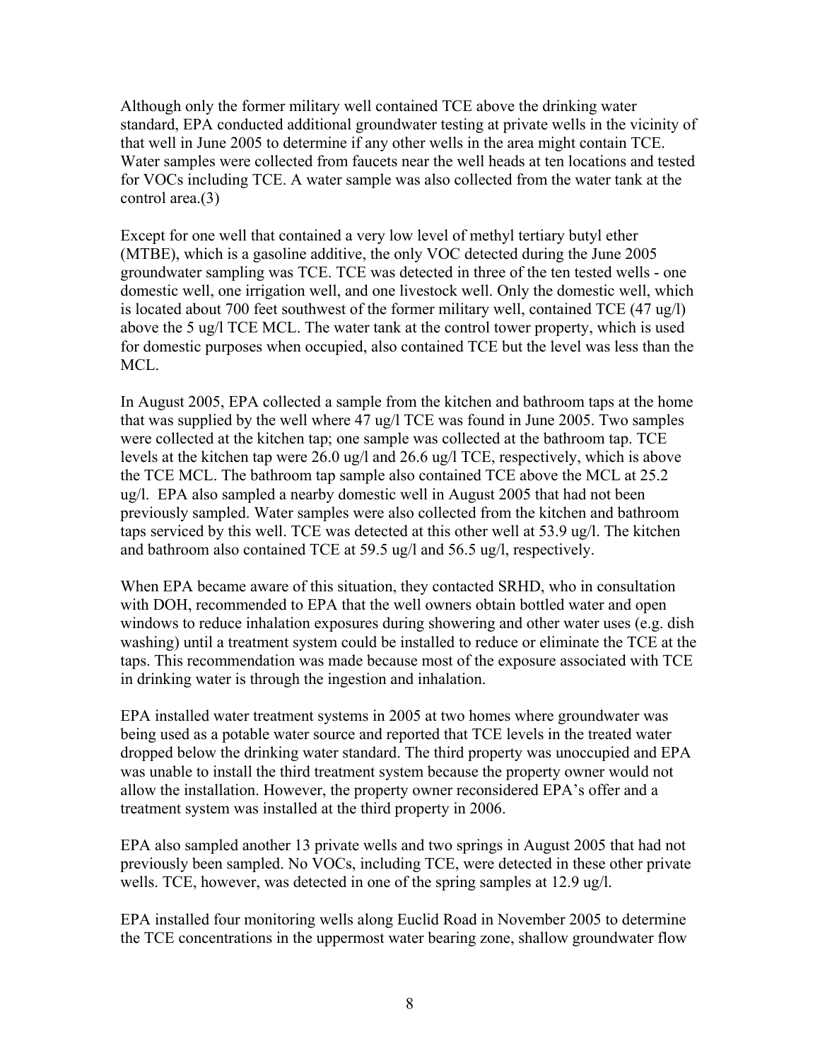Although only the former military well contained TCE above the drinking water standard, EPA conducted additional groundwater testing at private wells in the vicinity of that well in June 2005 to determine if any other wells in the area might contain TCE. Water samples were collected from faucets near the well heads at ten locations and tested for VOCs including TCE. A water sample was also collected from the water tank at the control area.(3)

Except for one well that contained a very low level of methyl tertiary butyl ether (MTBE), which is a gasoline additive, the only VOC detected during the June 2005 groundwater sampling was TCE. TCE was detected in three of the ten tested wells - one domestic well, one irrigation well, and one livestock well. Only the domestic well, which is located about 700 feet southwest of the former military well, contained TCE (47 ug/l) above the 5 ug/l TCE MCL. The water tank at the control tower property, which is used for domestic purposes when occupied, also contained TCE but the level was less than the MCL.

In August 2005, EPA collected a sample from the kitchen and bathroom taps at the home that was supplied by the well where 47 ug/l TCE was found in June 2005. Two samples were collected at the kitchen tap; one sample was collected at the bathroom tap. TCE levels at the kitchen tap were 26.0 ug/l and 26.6 ug/l TCE, respectively, which is above the TCE MCL. The bathroom tap sample also contained TCE above the MCL at 25.2 ug/l. EPA also sampled a nearby domestic well in August 2005 that had not been previously sampled. Water samples were also collected from the kitchen and bathroom taps serviced by this well. TCE was detected at this other well at 53.9 ug/l. The kitchen and bathroom also contained TCE at 59.5 ug/l and 56.5 ug/l, respectively.

When EPA became aware of this situation, they contacted SRHD, who in consultation with DOH, recommended to EPA that the well owners obtain bottled water and open windows to reduce inhalation exposures during showering and other water uses (e.g. dish washing) until a treatment system could be installed to reduce or eliminate the TCE at the taps. This recommendation was made because most of the exposure associated with TCE in drinking water is through the ingestion and inhalation.

EPA installed water treatment systems in 2005 at two homes where groundwater was being used as a potable water source and reported that TCE levels in the treated water dropped below the drinking water standard. The third property was unoccupied and EPA was unable to install the third treatment system because the property owner would not allow the installation. However, the property owner reconsidered EPA's offer and a treatment system was installed at the third property in 2006.

EPA also sampled another 13 private wells and two springs in August 2005 that had not previously been sampled. No VOCs, including TCE, were detected in these other private wells. TCE, however, was detected in one of the spring samples at 12.9 ug/l.

EPA installed four monitoring wells along Euclid Road in November 2005 to determine the TCE concentrations in the uppermost water bearing zone, shallow groundwater flow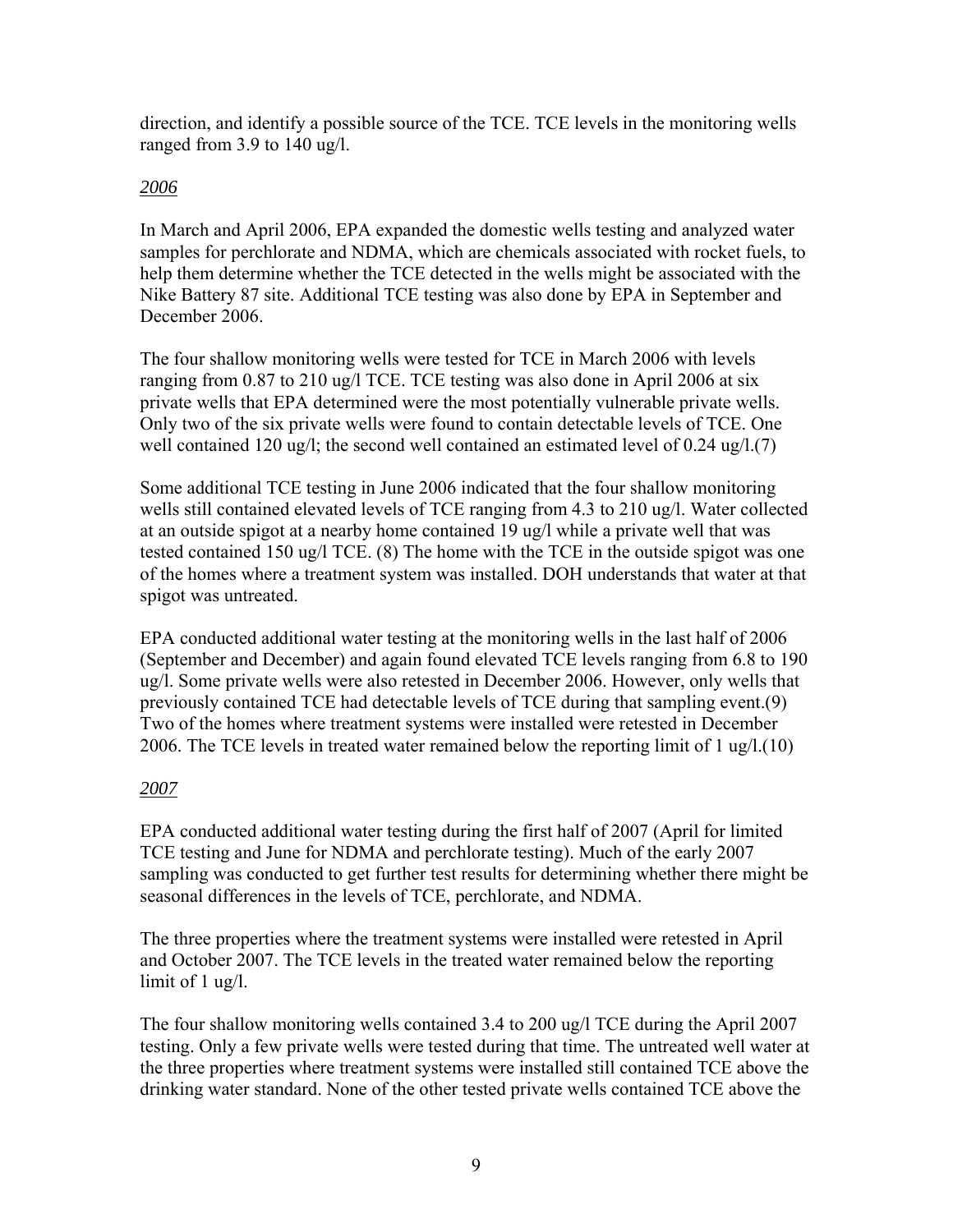direction, and identify a possible source of the TCE. TCE levels in the monitoring wells ranged from 3.9 to 140 ug/l.

*2006*

In March and April 2006, EPA expanded the domestic wells testing and analyzed water samples for perchlorate and NDMA, which are chemicals associated with rocket fuels, to help them determine whether the TCE detected in the wells might be associated with the Nike Battery 87 site. Additional TCE testing was also done by EPA in September and December 2006.

The four shallow monitoring wells were tested for TCE in March 2006 with levels ranging from 0.87 to 210 ug/l TCE. TCE testing was also done in April 2006 at six private wells that EPA determined were the most potentially vulnerable private wells. Only two of the six private wells were found to contain detectable levels of TCE. One well contained 120 ug/l; the second well contained an estimated level of 0.24 ug/l.(7)

Some additional TCE testing in June 2006 indicated that the four shallow monitoring wells still contained elevated levels of TCE ranging from 4.3 to 210 ug/l. Water collected at an outside spigot at a nearby home contained 19 ug/l while a private well that was tested contained 150 ug/l TCE. (8) The home with the TCE in the outside spigot was one of the homes where a treatment system was installed. DOH understands that water at that spigot was untreated.

EPA conducted additional water testing at the monitoring wells in the last half of 2006 (September and December) and again found elevated TCE levels ranging from 6.8 to 190 ug/l. Some private wells were also retested in December 2006. However, only wells that previously contained TCE had detectable levels of TCE during that sampling event.(9) Two of the homes where treatment systems were installed were retested in December 2006. The TCE levels in treated water remained below the reporting limit of 1 ug/l.(10)

*2007*

EPA conducted additional water testing during the first half of 2007 (April for limited TCE testing and June for NDMA and perchlorate testing). Much of the early 2007 sampling was conducted to get further test results for determining whether there might be seasonal differences in the levels of TCE, perchlorate, and NDMA.

The three properties where the treatment systems were installed were retested in April and October 2007. The TCE levels in the treated water remained below the reporting limit of 1 ug/l.

The four shallow monitoring wells contained 3.4 to 200 ug/l TCE during the April 2007 testing. Only a few private wells were tested during that time. The untreated well water at the three properties where treatment systems were installed still contained TCE above the drinking water standard. None of the other tested private wells contained TCE above the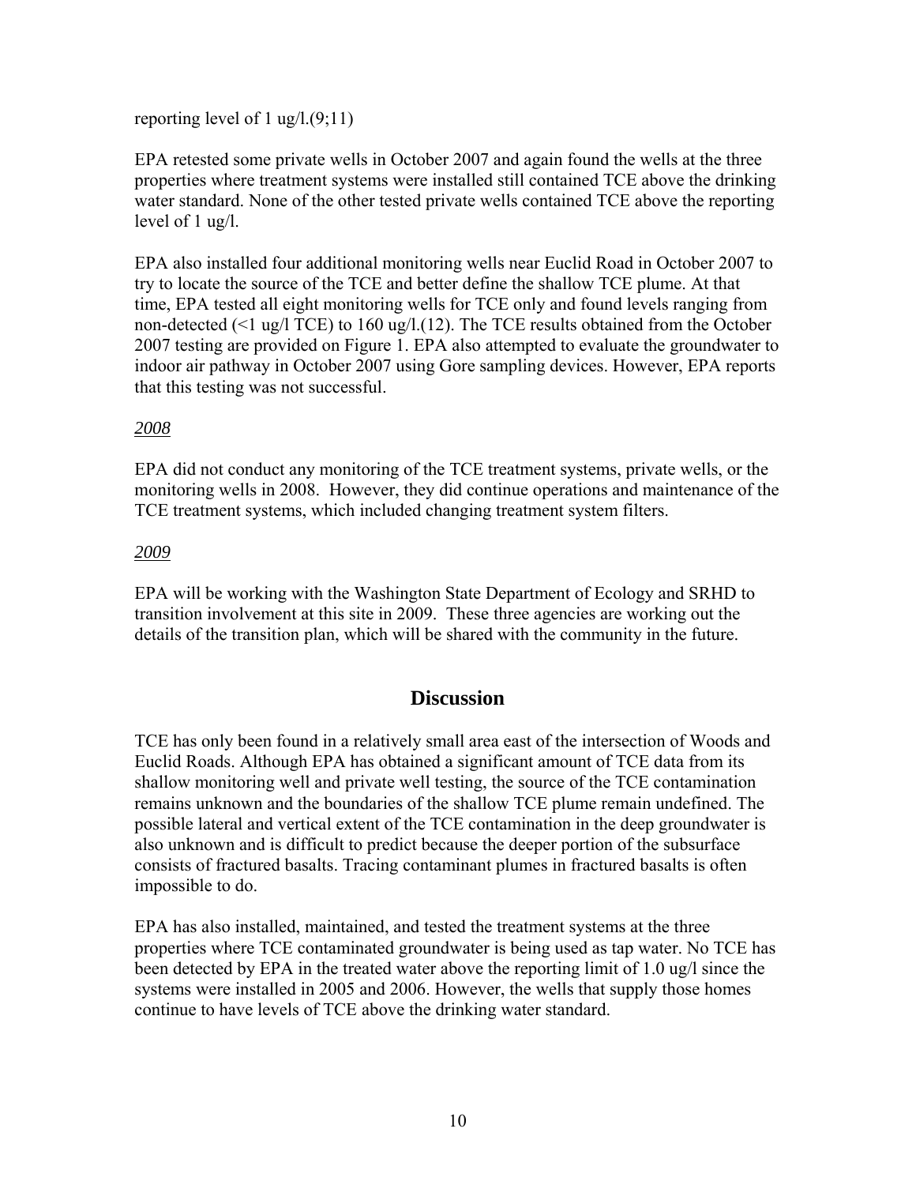reporting level of 1 ug/l.(9;11)

EPA retested some private wells in October 2007 and again found the wells at the three properties where treatment systems were installed still contained TCE above the drinking water standard. None of the other tested private wells contained TCE above the reporting level of 1 ug/l.

EPA also installed four additional monitoring wells near Euclid Road in October 2007 to try to locate the source of the TCE and better define the shallow TCE plume. At that time, EPA tested all eight monitoring wells for TCE only and found levels ranging from non-detected (<1 ug/l TCE) to 160 ug/l.(12). The TCE results obtained from the October 2007 testing are provided on Figure 1. EPA also attempted to evaluate the groundwater to indoor air pathway in October 2007 using Gore sampling devices. However, EPA reports that this testing was not successful.

*2008*

EPA did not conduct any monitoring of the TCE treatment systems, private wells, or the monitoring wells in 2008. However, they did continue operations and maintenance of the TCE treatment systems, which included changing treatment system filters.

*2009*

EPA will be working with the Washington State Department of Ecology and SRHD to transition involvement at this site in 2009. These three agencies are working out the details of the transition plan, which will be shared with the community in the future.

## Discussion

TCE has only been found in a relatively small area east of the intersection of Woods and Euclid Roads. Although EPA has obtained a significant amount of TCE data from its shallow monitoring well and private well testing, the source of the TCE contamination remains unknown and the boundaries of the shallow TCE plume remain undefined. The possible lateral and vertical extent of the TCE contamination in the deep groundwater is also unknown and is difficult to predict because the deeper portion of the subsurface consists of fractured basalts. Tracing contaminant plumes in fractured basalts is often impossible to do.

EPA has also installed, maintained, and tested the treatment systems at the three properties where TCE contaminated groundwater is being used as tap water. No TCE has been detected by EPA in the treated water above the reporting limit of 1.0 ug/l since the systems were installed in 2005 and 2006. However, the wells that supply those homes continue to have levels of TCE above the drinking water standard.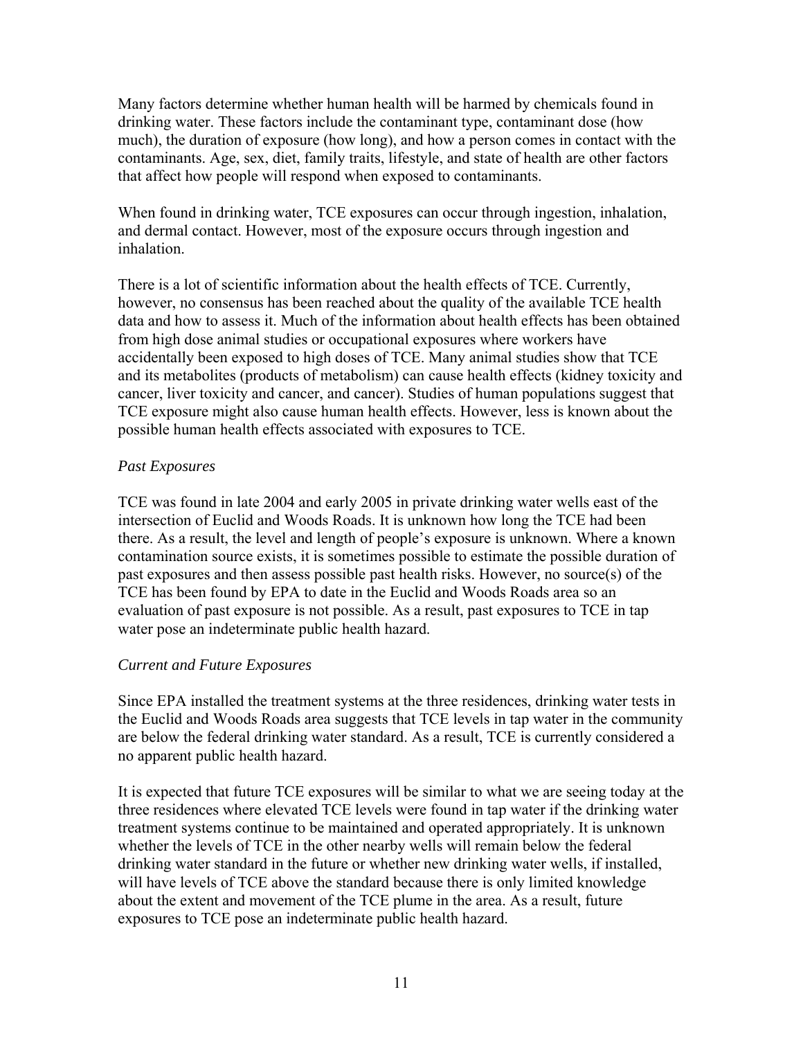Many factors determine whether human health will be harmed by chemicals found in drinking water. These factors include the contaminant type, contaminant dose (how much), the duration of exposure (how long), and how a person comes in contact with the contaminants. Age, sex, diet, family traits, lifestyle, and state of health are other factors that affect how people will respond when exposed to contaminants.

When found in drinking water, TCE exposures can occur through ingestion, inhalation, and dermal contact. However, most of the exposure occurs through ingestion and inhalation.

There is a lot of scientific information about the health effects of TCE. Currently, however, no consensus has been reached about the quality of the available TCE health data and how to assess it. Much of the information about health effects has been obtained from high dose animal studies or occupational exposures where workers have accidentally been exposed to high doses of TCE. Many animal studies show that TCE and its metabolites (products of metabolism) can cause health effects (kidney toxicity and cancer, liver toxicity and cancer, and cancer). Studies of human populations suggest that TCE exposure might also cause human health effects. However, less is known about the possible human health effects associated with exposures to TCE.

*Past Exposures*

TCE was found in late 2004 and early 2005 in private drinking water wells east of the intersection of Euclid and Woods Roads. It is unknown how long the TCE had been there. As a result, the level and length of people's exposure is unknown. Where a known contamination source exists, it is sometimes possible to estimate the possible duration of past exposures and then assess possible past health risks. However, no source(s) of the TCE has been found by EPA to date in the Euclid and Woods Roads area so an evaluation of past exposure is not possible. As a result, past exposures to TCE in tap water pose an indeterminate public health hazard.

*Current and Future Exposures*

Since EPA installed the treatment systems at the three residences, drinking water tests in the Euclid and Woods Roads area suggests that TCE levels in tap water in the community are below the federal drinking water standard. As a result, TCE is currently considered a no apparent public health hazard.

It is expected that future TCE exposures will be similar to what we are seeing today at the three residences where elevated TCE levels were found in tap water if the drinking water treatment systems continue to be maintained and operated appropriately. It is unknown whether the levels of TCE in the other nearby wells will remain below the federal drinking water standard in the future or whether new drinking water wells, if installed, will have levels of TCE above the standard because there is only limited knowledge about the extent and movement of the TCE plume in the area. As a result, future exposures to TCE pose an indeterminate public health hazard.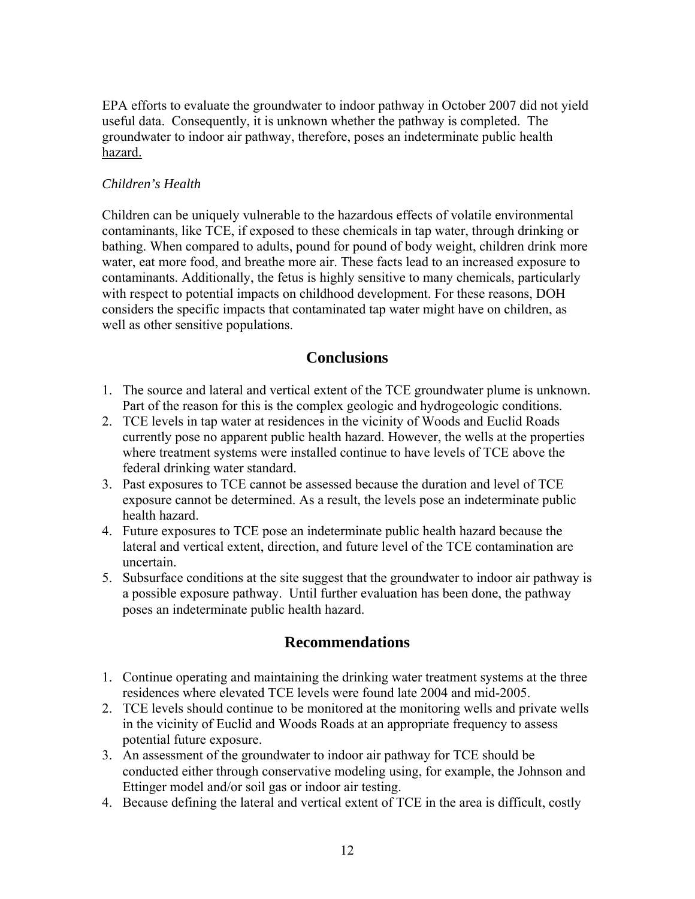EPA efforts to evaluate the groundwater to indoor pathway in October 2007 did not yield useful data. Consequently, it is unknown whether the pathway is completed. The groundwater to indoor air pathway, therefore, poses an indeterminate public health hazard.

*Children's Health*

Children can be uniquely vulnerable to the hazardous effects of volatile environmental contaminants, like TCE, if exposed to these chemicals in tap water, through drinking or bathing. When compared to adults, pound for pound of body weight, children drink more water, eat more food, and breathe more air. These facts lead to an increased exposure to contaminants. Additionally, the fetus is highly sensitive to many chemicals, particularly with respect to potential impacts on childhood development. For these reasons, DOH considers the specific impacts that contaminated tap water might have on children, as well as other sensitive populations.

## Conclusions

1. The source and lateral and vertical extent of the TCE groundwater plume is unknown. Part of the reason for this is the complex geologic and hydrogeologic conditions.
2. TCE levels in tap water at residences in the vicinity of Woods and Euclid Roads currently pose no apparent public health hazard. However, the wells at the properties where treatment systems were installed continue to have levels of TCE above the federal drinking water standard.
3. Past exposures to TCE cannot be assessed because the duration and level of TCE exposure cannot be determined. As a result, the levels pose an indeterminate public health hazard.
4. Future exposures to TCE pose an indeterminate public health hazard because the lateral and vertical extent, direction, and future level of the TCE contamination are uncertain.
5. Subsurface conditions at the site suggest that the groundwater to indoor air pathway is a possible exposure pathway. Until further evaluation has been done, the pathway poses an indeterminate public health hazard.

## Recommendations

1. Continue operating and maintaining the drinking water treatment systems at the three residences where elevated TCE levels were found late 2004 and mid-2005.
2. TCE levels should continue to be monitored at the monitoring wells and private wells in the vicinity of Euclid and Woods Roads at an appropriate frequency to assess potential future exposure.
3. An assessment of the groundwater to indoor air pathway for TCE should be conducted either through conservative modeling using, for example, the Johnson and Ettinger model and/or soil gas or indoor air testing.
4. Because defining the lateral and vertical extent of TCE in the area is difficult, costly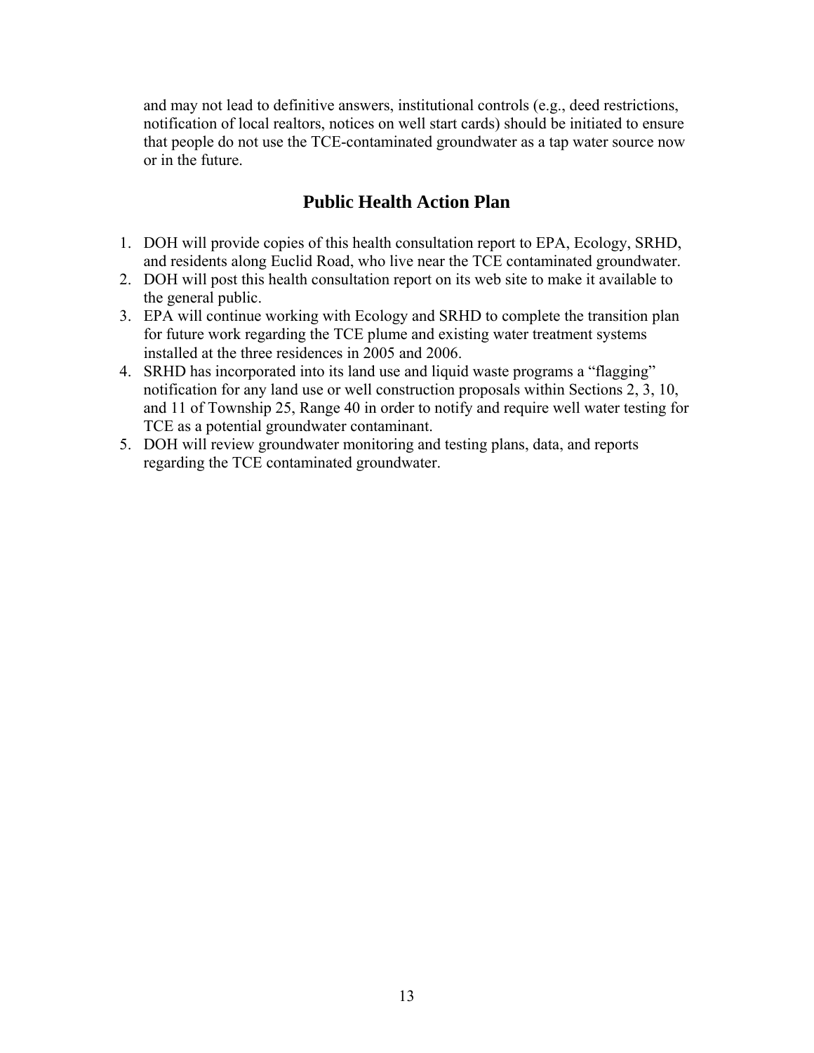and may not lead to definitive answers, institutional controls (e.g., deed restrictions, notification of local realtors, notices on well start cards) should be initiated to ensure that people do not use the TCE-contaminated groundwater as a tap water source now or in the future.

## Public Health Action Plan

1. DOH will provide copies of this health consultation report to EPA, Ecology, SRHD, and residents along Euclid Road, who live near the TCE contaminated groundwater.
2. DOH will post this health consultation report on its web site to make it available to the general public.
3. EPA will continue working with Ecology and SRHD to complete the transition plan for future work regarding the TCE plume and existing water treatment systems installed at the three residences in 2005 and 2006.
4. SRHD has incorporated into its land use and liquid waste programs a "flagging" notification for any land use or well construction proposals within Sections 2, 3, 10, and 11 of Township 25, Range 40 in order to notify and require well water testing for TCE as a potential groundwater contaminant.
5. DOH will review groundwater monitoring and testing plans, data, and reports regarding the TCE contaminated groundwater.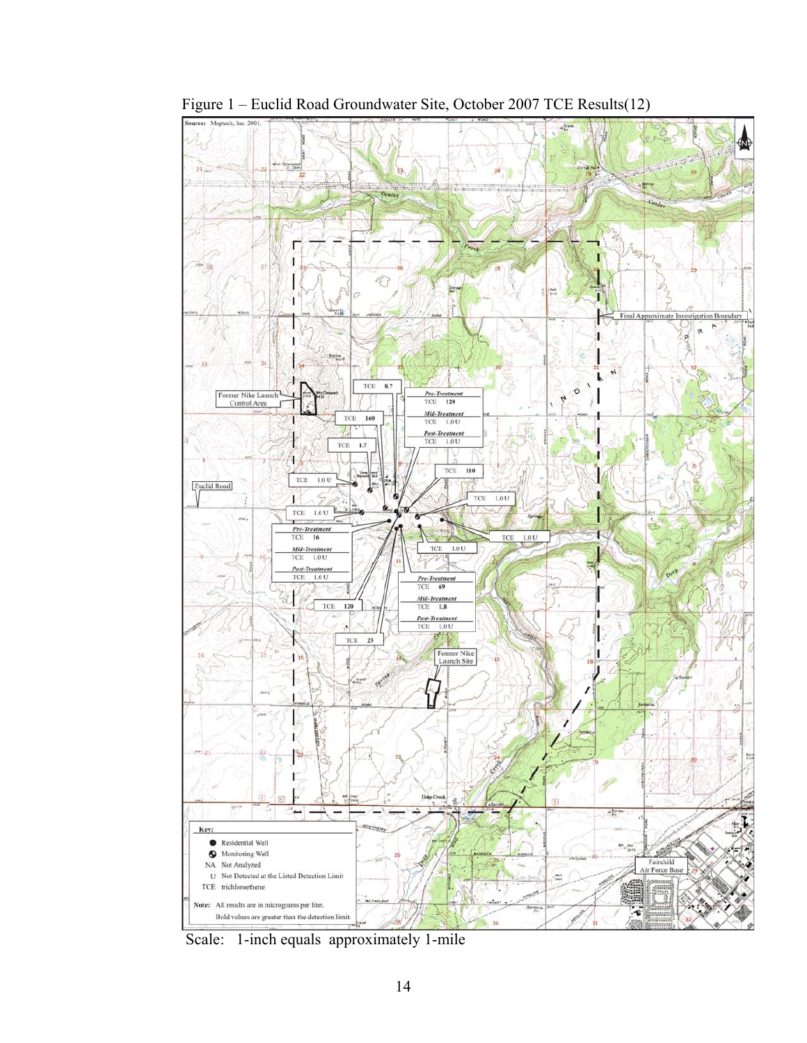Figure 1 – Euclid Road Groundwater Site, October 2007 TCE Results(12)

Scale: 1-inch equals approximately 1-mile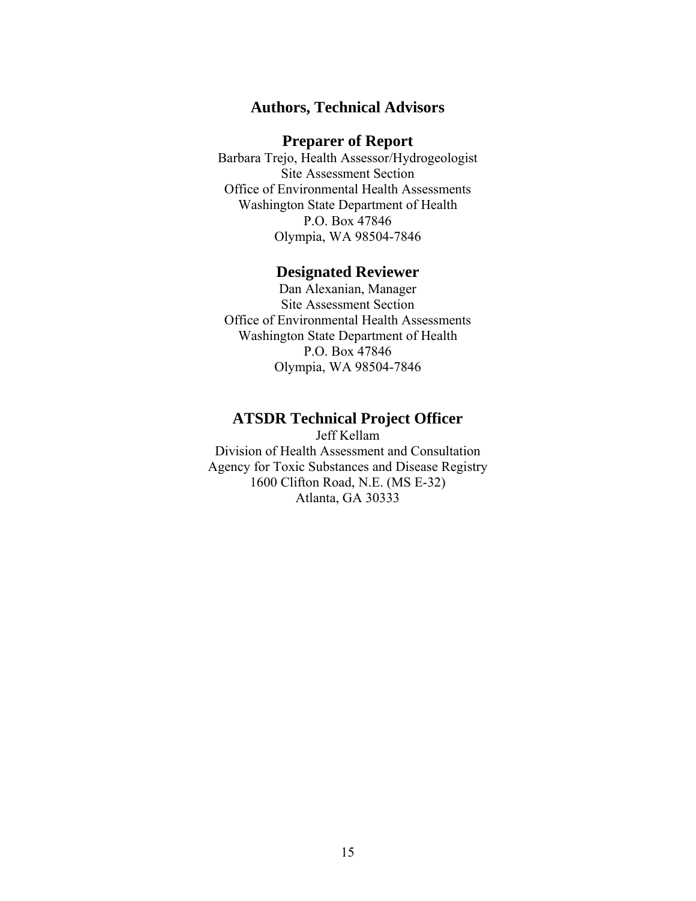# Authors, Technical Advisors

## Preparer of Report

Barbara Trejo, Health Assessor/Hydrogeologist
Site Assessment Section
Office of Environmental Health Assessments
Washington State Department of Health
P.O. Box 47846
Olympia, WA 98504-7846

## Designated Reviewer

Dan Alexanian, Manager
Site Assessment Section
Office of Environmental Health Assessments
Washington State Department of Health
P.O. Box 47846
Olympia, WA 98504-7846

## ATSDR Technical Project Officer

Jeff Kellam
Division of Health Assessment and Consultation
Agency for Toxic Substances and Disease Registry
1600 Clifton Road, N.E. (MS E-32)
Atlanta, GA 30333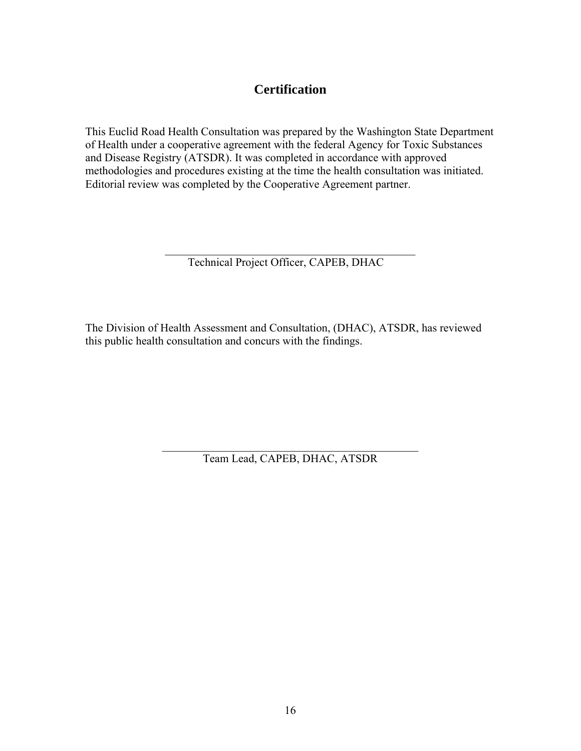# Certification

This Euclid Road Health Consultation was prepared by the Washington State Department of Health under a cooperative agreement with the federal Agency for Toxic Substances and Disease Registry (ATSDR). It was completed in accordance with approved methodologies and procedures existing at the time the health consultation was initiated. Editorial review was completed by the Cooperative Agreement partner.

\_\_\_\_\_\_\_\_\_\_\_\_\_\_\_\_\_\_\_\_\_\_\_\_\_\_\_\_\_\_\_\_\_\_\_\_\_\_\_\_\_\_\_\_\_

Technical Project Officer, CAPEB, DHAC

The Division of Health Assessment and Consultation, (DHAC), ATSDR, has reviewed this public health consultation and concurs with the findings.

\_\_\_\_\_\_\_\_\_\_\_\_\_\_\_\_\_\_\_\_\_\_\_\_\_\_\_\_\_\_\_\_\_\_\_\_\_\_\_\_\_\_\_\_\_

Team Lead, CAPEB, DHAC, ATSDR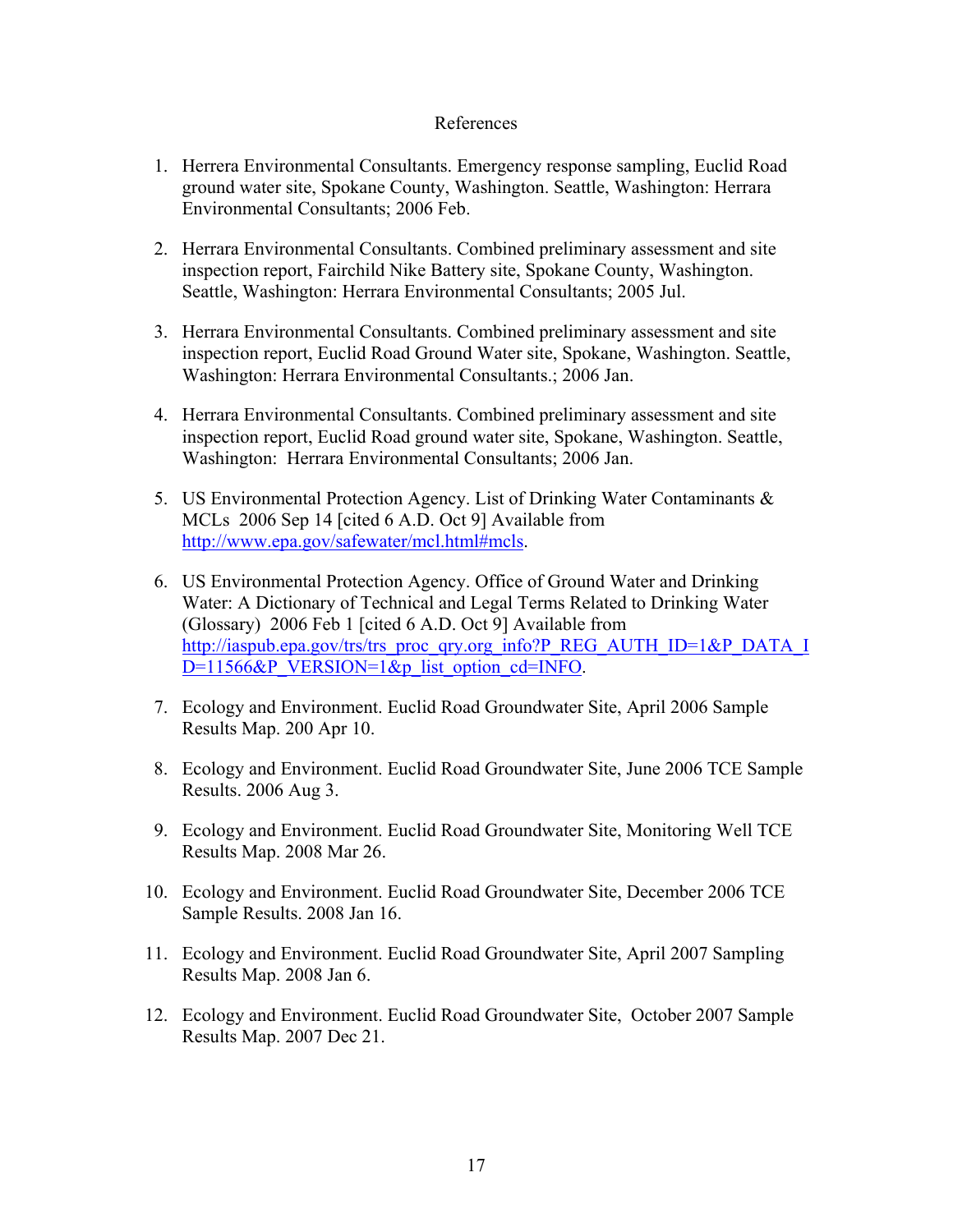# References

1. Herrera Environmental Consultants. Emergency response sampling, Euclid Road ground water site, Spokane County, Washington. Seattle, Washington: Herrara Environmental Consultants; 2006 Feb.

2. Herrara Environmental Consultants. Combined preliminary assessment and site inspection report, Fairchild Nike Battery site, Spokane County, Washington. Seattle, Washington: Herrara Environmental Consultants; 2005 Jul.

3. Herrara Environmental Consultants. Combined preliminary assessment and site inspection report, Euclid Road Ground Water site, Spokane, Washington. Seattle, Washington: Herrara Environmental Consultants.; 2006 Jan.

4. Herrara Environmental Consultants. Combined preliminary assessment and site inspection report, Euclid Road ground water site, Spokane, Washington. Seattle, Washington: Herrara Environmental Consultants; 2006 Jan.

5. US Environmental Protection Agency. List of Drinking Water Contaminants & MCLs 2006 Sep 14 [cited 6 A.D. Oct 9] Available from http://www.epa.gov/safewater/mcl.html#mcls.

6. US Environmental Protection Agency. Office of Ground Water and Drinking Water: A Dictionary of Technical and Legal Terms Related to Drinking Water (Glossary) 2006 Feb 1 [cited 6 A.D. Oct 9] Available from http://iaspub.epa.gov/trs/trs_proc_qry.org_info?P_REG_AUTH_ID=1&P_DATA_ID=11566&P_VERSION=1&p_list_option_cd=INFO.

7. Ecology and Environment. Euclid Road Groundwater Site, April 2006 Sample Results Map. 200 Apr 10.

8. Ecology and Environment. Euclid Road Groundwater Site, June 2006 TCE Sample Results. 2006 Aug 3.

9. Ecology and Environment. Euclid Road Groundwater Site, Monitoring Well TCE Results Map. 2008 Mar 26.

10. Ecology and Environment. Euclid Road Groundwater Site, December 2006 TCE Sample Results. 2008 Jan 16.

11. Ecology and Environment. Euclid Road Groundwater Site, April 2007 Sampling Results Map. 2008 Jan 6.

12. Ecology and Environment. Euclid Road Groundwater Site, October 2007 Sample Results Map. 2007 Dec 21.